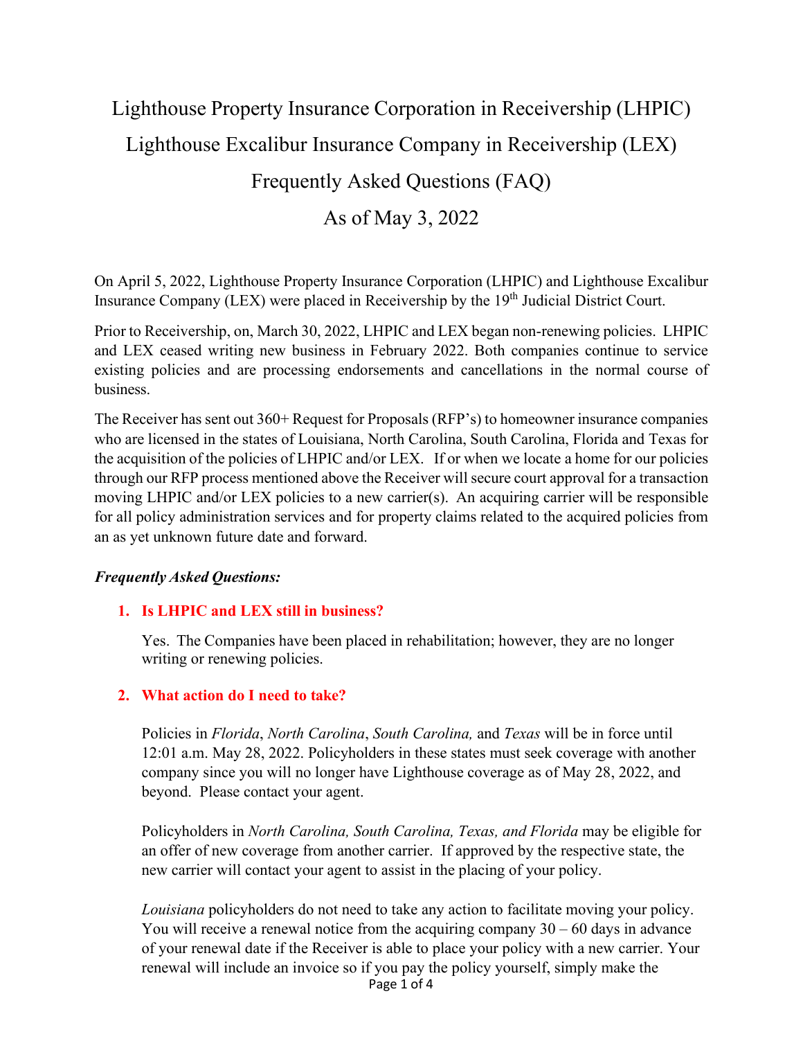# Lighthouse Property Insurance Corporation in Receivership (LHPIC)

# Lighthouse Excalibur Insurance Company in Receivership (LEX)

# Frequently Asked Questions (FAQ)

# As of May 3, 2022

On April 5, 2022, Lighthouse Property Insurance Corporation (LHPIC) and Lighthouse Excalibur Insurance Company (LEX) were placed in Receivership by the 19th Judicial District Court.

Prior to Receivership, on, March 30, 2022, LHPIC and LEX began non-renewing policies. LHPIC and LEX ceased writing new business in February 2022. Both companies continue to service existing policies and are processing endorsements and cancellations in the normal course of business.

The Receiver has sent out 360+ Request for Proposals (RFP's) to homeowner insurance companies who are licensed in the states of Louisiana, North Carolina, South Carolina, Florida and Texas for the acquisition of the policies of LHPIC and/or LEX. If or when we locate a home for our policies through our RFP process mentioned above the Receiver will secure court approval for a transaction moving LHPIC and/or LEX policies to a new carrier(s). An acquiring carrier will be responsible for all policy administration services and for property claims related to the acquired policies from an as yet unknown future date and forward.

***Frequently Asked Questions:***

1. **Is LHPIC and LEX still in business?**

   Yes. The Companies have been placed in rehabilitation; however, they are no longer writing or renewing policies.

2. **What action do I need to take?**

   Policies in *Florida*, *North Carolina*, *South Carolina,* and *Texas* will be in force until 12:01 a.m. May 28, 2022. Policyholders in these states must seek coverage with another company since you will no longer have Lighthouse coverage as of May 28, 2022, and beyond. Please contact your agent.

   Policyholders in *North Carolina, South Carolina, Texas, and Florida* may be eligible for an offer of new coverage from another carrier. If approved by the respective state, the new carrier will contact your agent to assist in the placing of your policy.

   *Louisiana* policyholders do not need to take any action to facilitate moving your policy. You will receive a renewal notice from the acquiring company 30 – 60 days in advance of your renewal date if the Receiver is able to place your policy with a new carrier. Your renewal will include an invoice so if you pay the policy yourself, simply make the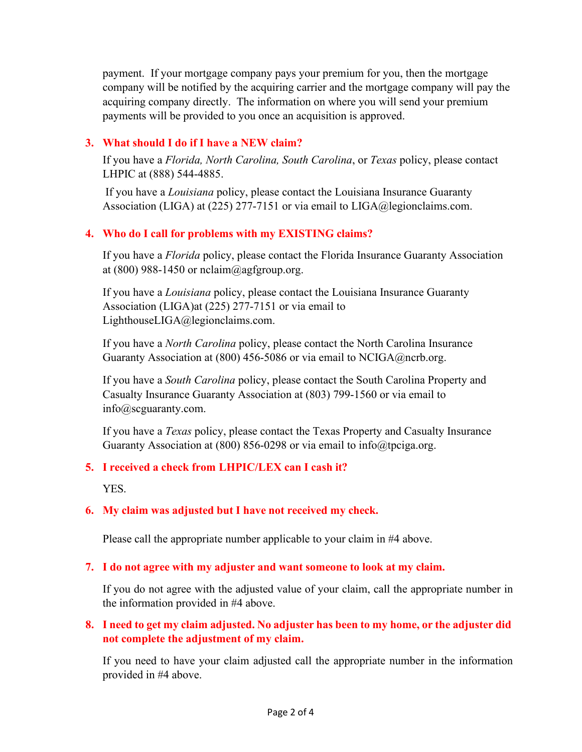payment. If your mortgage company pays your premium for you, then the mortgage company will be notified by the acquiring carrier and the mortgage company will pay the acquiring company directly. The information on where you will send your premium payments will be provided to you once an acquisition is approved.

### 3. What should I do if I have a NEW claim?

If you have a *Florida, North Carolina, South Carolina*, or *Texas* policy, please contact LHPIC at (888) 544-4885.

If you have a *Louisiana* policy, please contact the Louisiana Insurance Guaranty Association (LIGA) at (225) 277-7151 or via email to LIGA@legionclaims.com.

### 4. Who do I call for problems with my EXISTING claims?

If you have a *Florida* policy, please contact the Florida Insurance Guaranty Association at (800) 988-1450 or nclaim@agfgroup.org.

If you have a *Louisiana* policy, please contact the Louisiana Insurance Guaranty Association (LIGA)at (225) 277-7151 or via email to LighthouseLIGA@legionclaims.com.

If you have a *North Carolina* policy, please contact the North Carolina Insurance Guaranty Association at (800) 456-5086 or via email to NCIGA@ncrb.org.

If you have a *South Carolina* policy, please contact the South Carolina Property and Casualty Insurance Guaranty Association at (803) 799-1560 or via email to info@scguaranty.com.

If you have a *Texas* policy, please contact the Texas Property and Casualty Insurance Guaranty Association at (800) 856-0298 or via email to info@tpciga.org.

### 5. I received a check from LHPIC/LEX can I cash it?

YES.

### 6. My claim was adjusted but I have not received my check.

Please call the appropriate number applicable to your claim in #4 above.

### 7. I do not agree with my adjuster and want someone to look at my claim.

If you do not agree with the adjusted value of your claim, call the appropriate number in the information provided in #4 above.

### 8. I need to get my claim adjusted. No adjuster has been to my home, or the adjuster did not complete the adjustment of my claim.

If you need to have your claim adjusted call the appropriate number in the information provided in #4 above.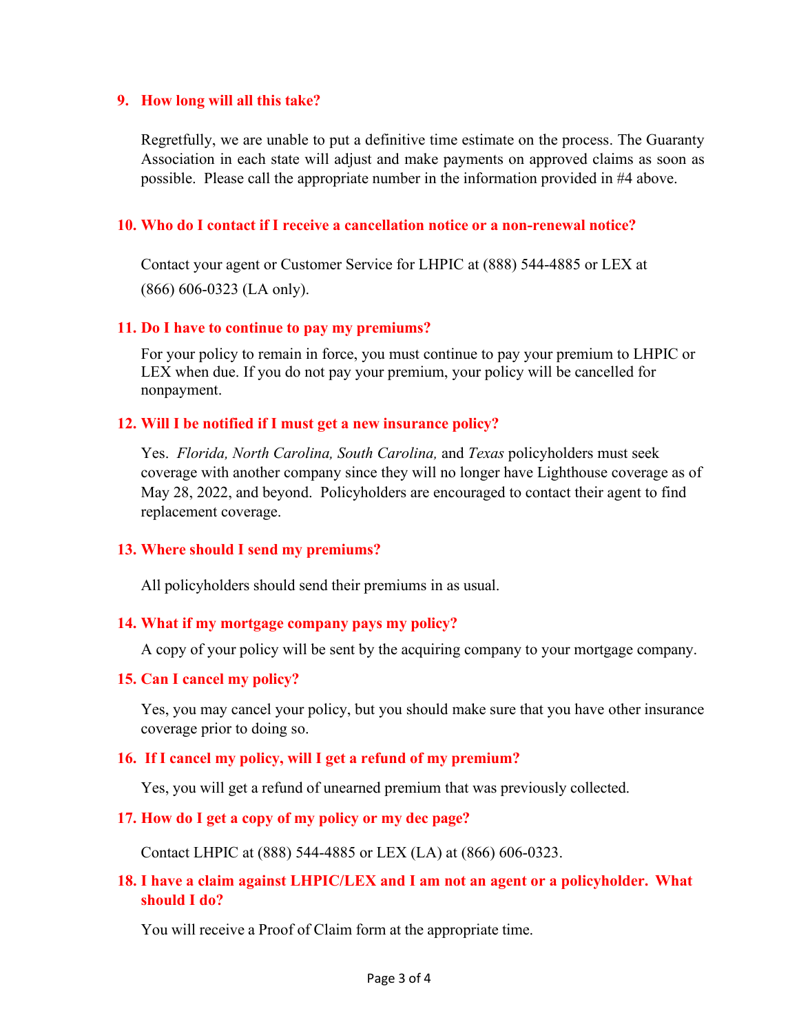### 9. How long will all this take?

Regretfully, we are unable to put a definitive time estimate on the process. The Guaranty Association in each state will adjust and make payments on approved claims as soon as possible. Please call the appropriate number in the information provided in #4 above.

### 10. Who do I contact if I receive a cancellation notice or a non-renewal notice?

Contact your agent or Customer Service for LHPIC at (888) 544-4885 or LEX at (866) 606-0323 (LA only).

### 11. Do I have to continue to pay my premiums?

For your policy to remain in force, you must continue to pay your premium to LHPIC or LEX when due. If you do not pay your premium, your policy will be cancelled for nonpayment.

### 12. Will I be notified if I must get a new insurance policy?

Yes. *Florida, North Carolina, South Carolina,* and *Texas* policyholders must seek coverage with another company since they will no longer have Lighthouse coverage as of May 28, 2022, and beyond. Policyholders are encouraged to contact their agent to find replacement coverage.

### 13. Where should I send my premiums?

All policyholders should send their premiums in as usual.

### 14. What if my mortgage company pays my policy?

A copy of your policy will be sent by the acquiring company to your mortgage company.

### 15. Can I cancel my policy?

Yes, you may cancel your policy, but you should make sure that you have other insurance coverage prior to doing so.

### 16. If I cancel my policy, will I get a refund of my premium?

Yes, you will get a refund of unearned premium that was previously collected.

### 17. How do I get a copy of my policy or my dec page?

Contact LHPIC at (888) 544-4885 or LEX (LA) at (866) 606-0323.

### 18. I have a claim against LHPIC/LEX and I am not an agent or a policyholder. What should I do?

You will receive a Proof of Claim form at the appropriate time.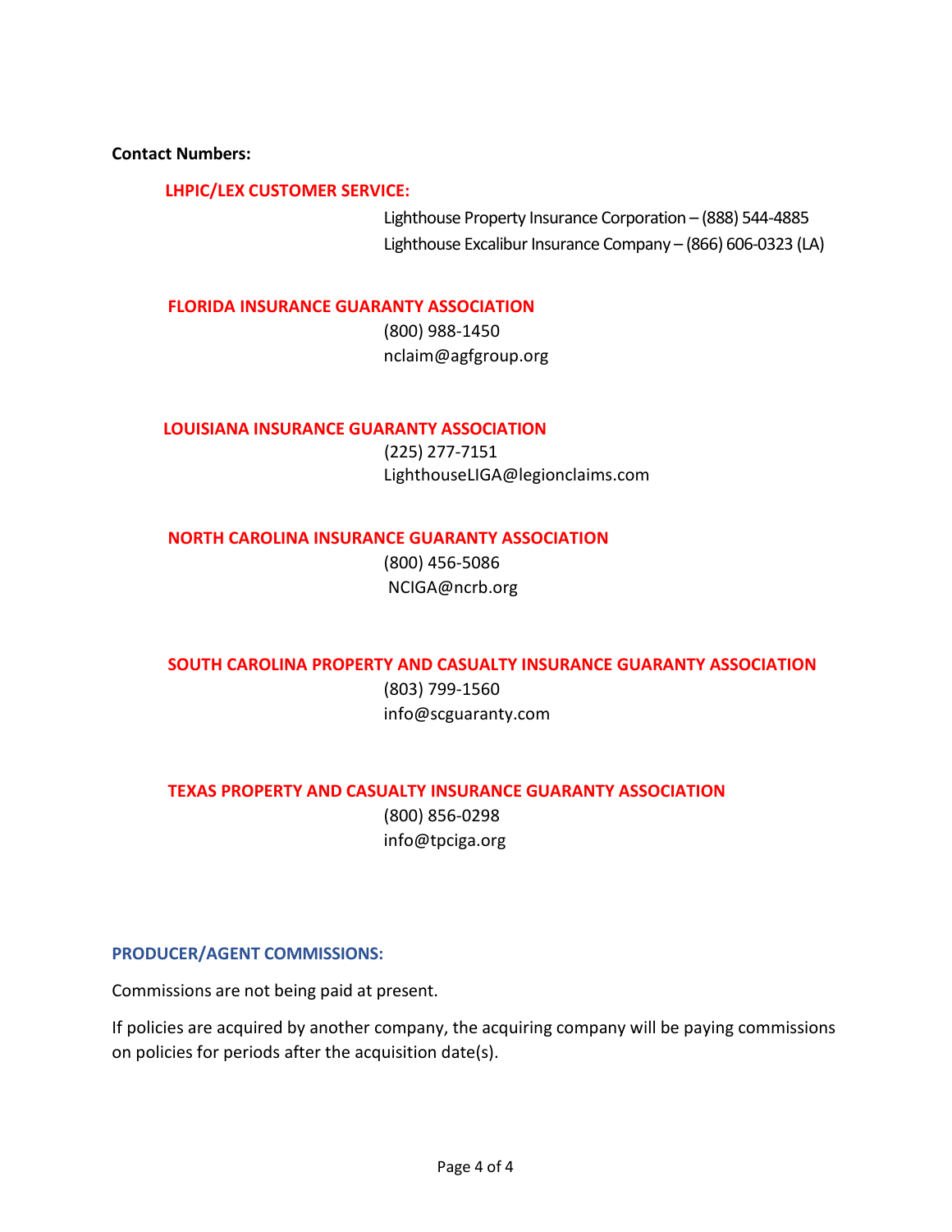**Contact Numbers:**

**LHPIC/LEX CUSTOMER SERVICE:**

Lighthouse Property Insurance Corporation – (888) 544-4885
Lighthouse Excalibur Insurance Company – (866) 606-0323 (LA)

**FLORIDA INSURANCE GUARANTY ASSOCIATION**

(800) 988-1450
nclaim@agfgroup.org

**LOUISIANA INSURANCE GUARANTY ASSOCIATION**

(225) 277-7151
LighthouseLIGA@legionclaims.com

**NORTH CAROLINA INSURANCE GUARANTY ASSOCIATION**

(800) 456-5086
NCIGA@ncrb.org

**SOUTH CAROLINA PROPERTY AND CASUALTY INSURANCE GUARANTY ASSOCIATION**

(803) 799-1560
info@scguaranty.com

**TEXAS PROPERTY AND CASUALTY INSURANCE GUARANTY ASSOCIATION**

(800) 856-0298
info@tpciga.org

## PRODUCER/AGENT COMMISSIONS:

Commissions are not being paid at present.

If policies are acquired by another company, the acquiring company will be paying commissions on policies for periods after the acquisition date(s).